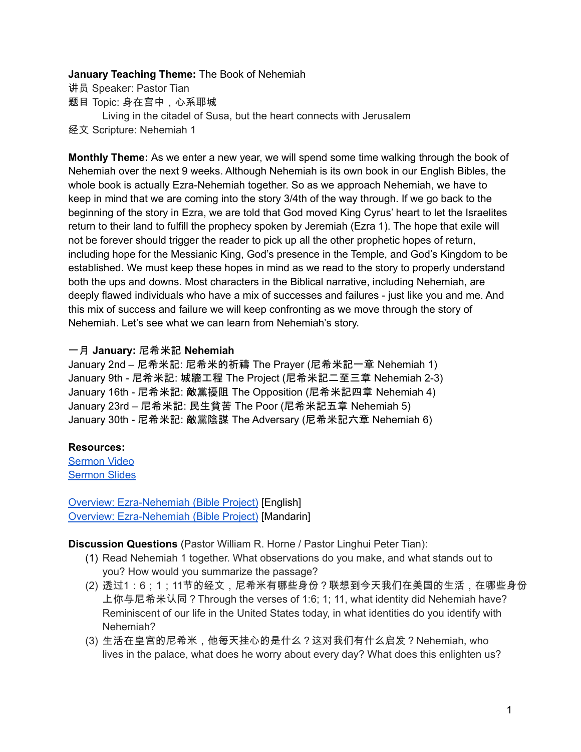**January Teaching Theme:** The Book of Nehemiah
讲员 Speaker: Pastor Tian
题目 Topic: 身在宫中，心系耶城
Living in the citadel of Susa, but the heart connects with Jerusalem
经文 Scripture: Nehemiah 1

**Monthly Theme:** As we enter a new year, we will spend some time walking through the book of Nehemiah over the next 9 weeks. Although Nehemiah is its own book in our English Bibles, the whole book is actually Ezra-Nehemiah together. So as we approach Nehemiah, we have to keep in mind that we are coming into the story 3/4th of the way through. If we go back to the beginning of the story in Ezra, we are told that God moved King Cyrus' heart to let the Israelites return to their land to fulfill the prophecy spoken by Jeremiah (Ezra 1). The hope that exile will not be forever should trigger the reader to pick up all the other prophetic hopes of return, including hope for the Messianic King, God's presence in the Temple, and God's Kingdom to be established. We must keep these hopes in mind as we read to the story to properly understand both the ups and downs. Most characters in the Biblical narrative, including Nehemiah, are deeply flawed individuals who have a mix of successes and failures - just like you and me. And this mix of success and failure we will keep confronting as we move through the story of Nehemiah. Let's see what we can learn from Nehemiah's story.

一月 **January:** 尼希米記 **Nehemiah**
January 2nd – 尼希米記: 尼希米的祈禱 The Prayer (尼希米記一章 Nehemiah 1)
January 9th - 尼希米記: 城牆工程 The Project (尼希米記二至三章 Nehemiah 2-3)
January 16th - 尼希米記: 敵黨擾阻 The Opposition (尼希米記四章 Nehemiah 4)
January 23rd – 尼希米記: 民生貧苦 The Poor (尼希米記五章 Nehemiah 5)
January 30th - 尼希米記: 敵黨陰謀 The Adversary (尼希米記六章 Nehemiah 6)

**Resources:**
[Sermon Video]
[Sermon Slides]

[Overview: Ezra-Nehemiah (Bible Project)] [English]
[Overview: Ezra-Nehemiah (Bible Project)] [Mandarin]

**Discussion Questions** (Pastor William R. Horne / Pastor Linghui Peter Tian):

(1) Read Nehemiah 1 together. What observations do you make, and what stands out to you? How would you summarize the passage?
(2) 透过1：6；1；11节的经文，尼希米有哪些身份？联想到今天我们在美国的生活，在哪些身份上你与尼希米认同？Through the verses of 1:6; 1; 11, what identity did Nehemiah have? Reminiscent of our life in the United States today, in what identities do you identify with Nehemiah?
(3) 生活在皇宫的尼希米，他每天挂心的是什么？这对我们有什么启发？Nehemiah, who lives in the palace, what does he worry about every day? What does this enlighten us?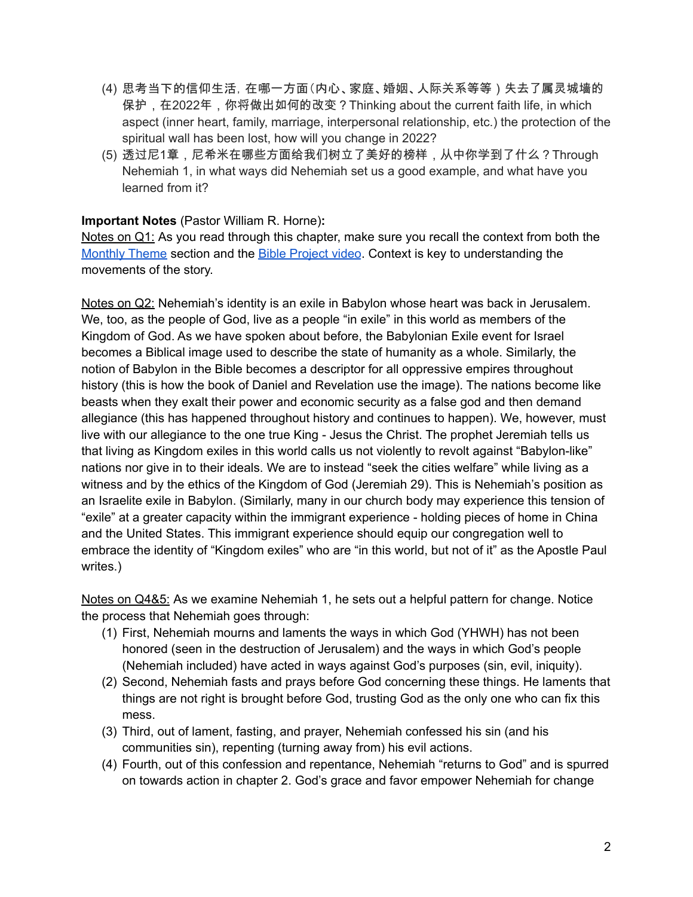(4) 思考当下的信仰生活，在哪一方面（内心、家庭、婚姻、人际关系等等）失去了属灵城墙的保护，在2022年，你将做出如何的改变？Thinking about the current faith life, in which aspect (inner heart, family, marriage, interpersonal relationship, etc.) the protection of the spiritual wall has been lost, how will you change in 2022?

(5) 透过尼1章，尼希米在哪些方面给我们树立了美好的榜样，从中你学到了什么？Through Nehemiah 1, in what ways did Nehemiah set us a good example, and what have you learned from it?

**Important Notes** (Pastor William R. Horne)**:**

<u>Notes on Q1:</u> As you read through this chapter, make sure you recall the context from both the Monthly Theme section and the Bible Project video. Context is key to understanding the movements of the story.

<u>Notes on Q2:</u> Nehemiah's identity is an exile in Babylon whose heart was back in Jerusalem. We, too, as the people of God, live as a people "in exile" in this world as members of the Kingdom of God. As we have spoken about before, the Babylonian Exile event for Israel becomes a Biblical image used to describe the state of humanity as a whole. Similarly, the notion of Babylon in the Bible becomes a descriptor for all oppressive empires throughout history (this is how the book of Daniel and Revelation use the image). The nations become like beasts when they exalt their power and economic security as a false god and then demand allegiance (this has happened throughout history and continues to happen). We, however, must live with our allegiance to the one true King - Jesus the Christ. The prophet Jeremiah tells us that living as Kingdom exiles in this world calls us not violently to revolt against "Babylon-like" nations nor give in to their ideals. We are to instead "seek the cities welfare" while living as a witness and by the ethics of the Kingdom of God (Jeremiah 29). This is Nehemiah's position as an Israelite exile in Babylon. (Similarly, many in our church body may experience this tension of "exile" at a greater capacity within the immigrant experience - holding pieces of home in China and the United States. This immigrant experience should equip our congregation well to embrace the identity of "Kingdom exiles" who are "in this world, but not of it" as the Apostle Paul writes.)

<u>Notes on Q4&5:</u> As we examine Nehemiah 1, he sets out a helpful pattern for change. Notice the process that Nehemiah goes through:

(1) First, Nehemiah mourns and laments the ways in which God (YHWH) has not been honored (seen in the destruction of Jerusalem) and the ways in which God's people (Nehemiah included) have acted in ways against God's purposes (sin, evil, iniquity).

(2) Second, Nehemiah fasts and prays before God concerning these things. He laments that things are not right is brought before God, trusting God as the only one who can fix this mess.

(3) Third, out of lament, fasting, and prayer, Nehemiah confessed his sin (and his communities sin), repenting (turning away from) his evil actions.

(4) Fourth, out of this confession and repentance, Nehemiah "returns to God" and is spurred on towards action in chapter 2. God's grace and favor empower Nehemiah for change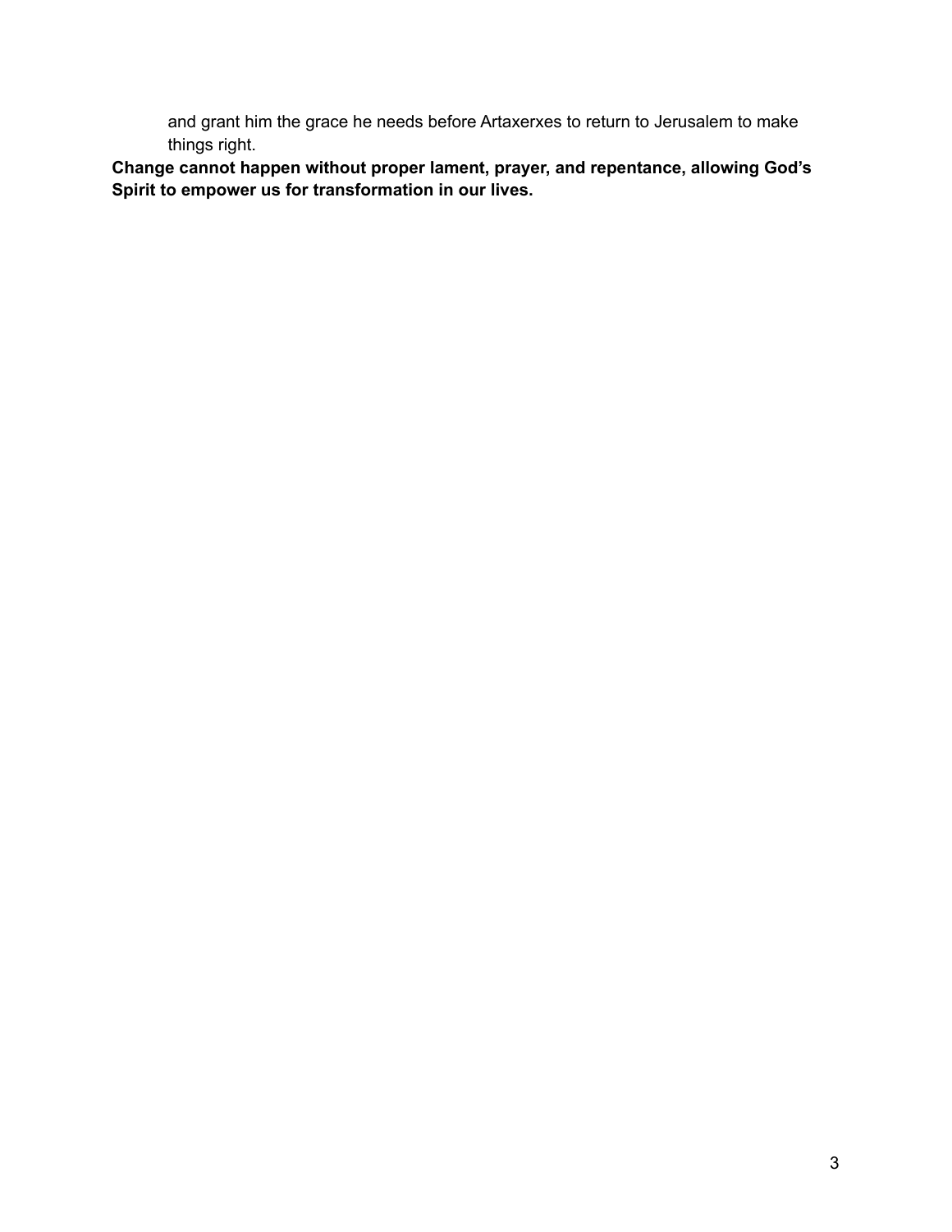and grant him the grace he needs before Artaxerxes to return to Jerusalem to make things right.

**Change cannot happen without proper lament, prayer, and repentance, allowing God's Spirit to empower us for transformation in our lives.**